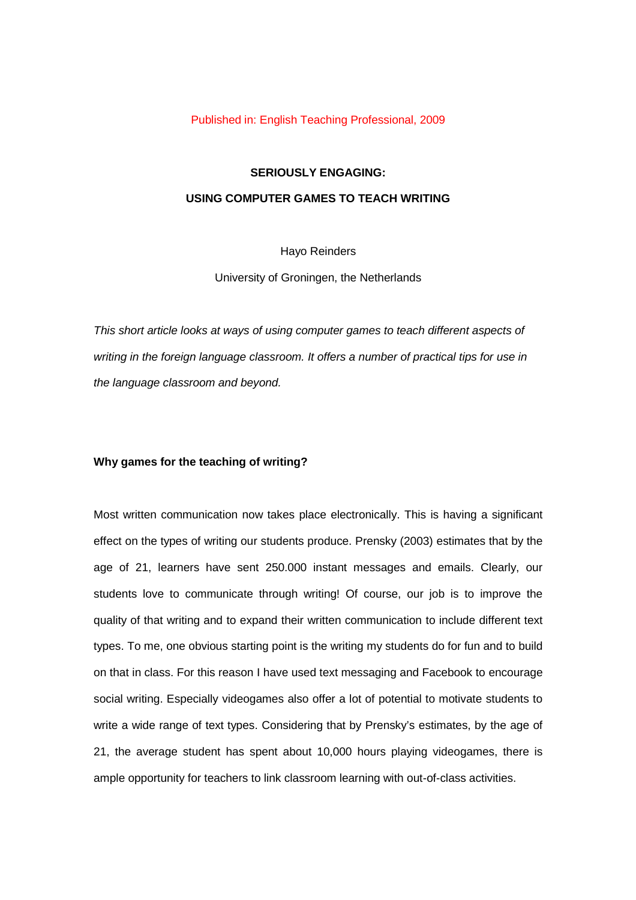Published in: English Teaching Professional, 2009

# SERIOUSLY ENGAGING: USING COMPUTER GAMES TO TEACH WRITING

Hayo Reinders

University of Groningen, the Netherlands

*This short article looks at ways of using computer games to teach different aspects of writing in the foreign language classroom. It offers a number of practical tips for use in the language classroom and beyond.*

## Why games for the teaching of writing?

Most written communication now takes place electronically. This is having a significant effect on the types of writing our students produce. Prensky (2003) estimates that by the age of 21, learners have sent 250.000 instant messages and emails. Clearly, our students love to communicate through writing! Of course, our job is to improve the quality of that writing and to expand their written communication to include different text types. To me, one obvious starting point is the writing my students do for fun and to build on that in class. For this reason I have used text messaging and Facebook to encourage social writing. Especially videogames also offer a lot of potential to motivate students to write a wide range of text types. Considering that by Prensky's estimates, by the age of 21, the average student has spent about 10,000 hours playing videogames, there is ample opportunity for teachers to link classroom learning with out-of-class activities.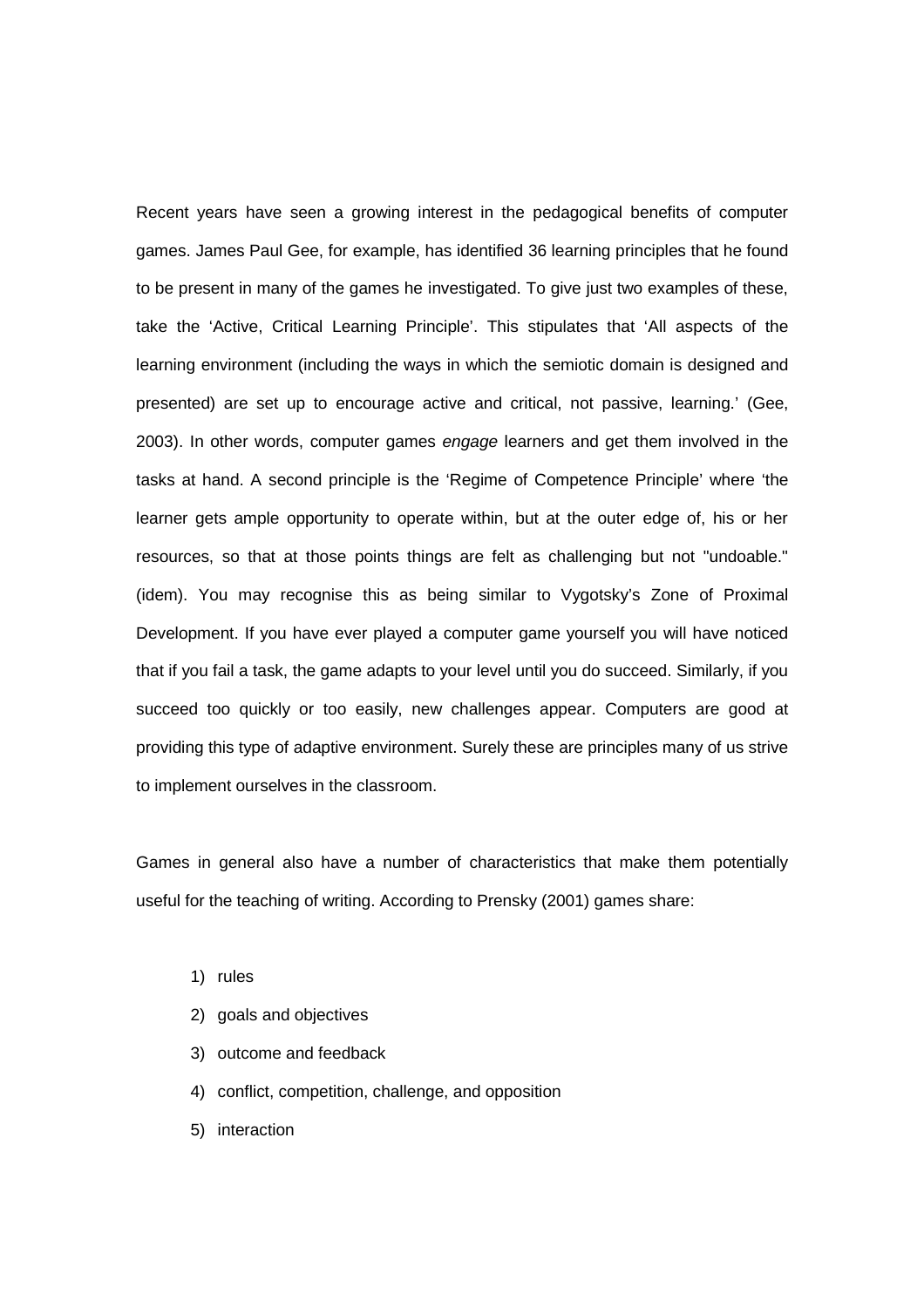Recent years have seen a growing interest in the pedagogical benefits of computer games. James Paul Gee, for example, has identified 36 learning principles that he found to be present in many of the games he investigated. To give just two examples of these, take the 'Active, Critical Learning Principle'. This stipulates that 'All aspects of the learning environment (including the ways in which the semiotic domain is designed and presented) are set up to encourage active and critical, not passive, learning.' (Gee, 2003). In other words, computer games *engage* learners and get them involved in the tasks at hand. A second principle is the 'Regime of Competence Principle' where 'the learner gets ample opportunity to operate within, but at the outer edge of, his or her resources, so that at those points things are felt as challenging but not "undoable." (idem). You may recognise this as being similar to Vygotsky's Zone of Proximal Development. If you have ever played a computer game yourself you will have noticed that if you fail a task, the game adapts to your level until you do succeed. Similarly, if you succeed too quickly or too easily, new challenges appear. Computers are good at providing this type of adaptive environment. Surely these are principles many of us strive to implement ourselves in the classroom.

Games in general also have a number of characteristics that make them potentially useful for the teaching of writing. According to Prensky (2001) games share:

1) rules
2) goals and objectives
3) outcome and feedback
4) conflict, competition, challenge, and opposition
5) interaction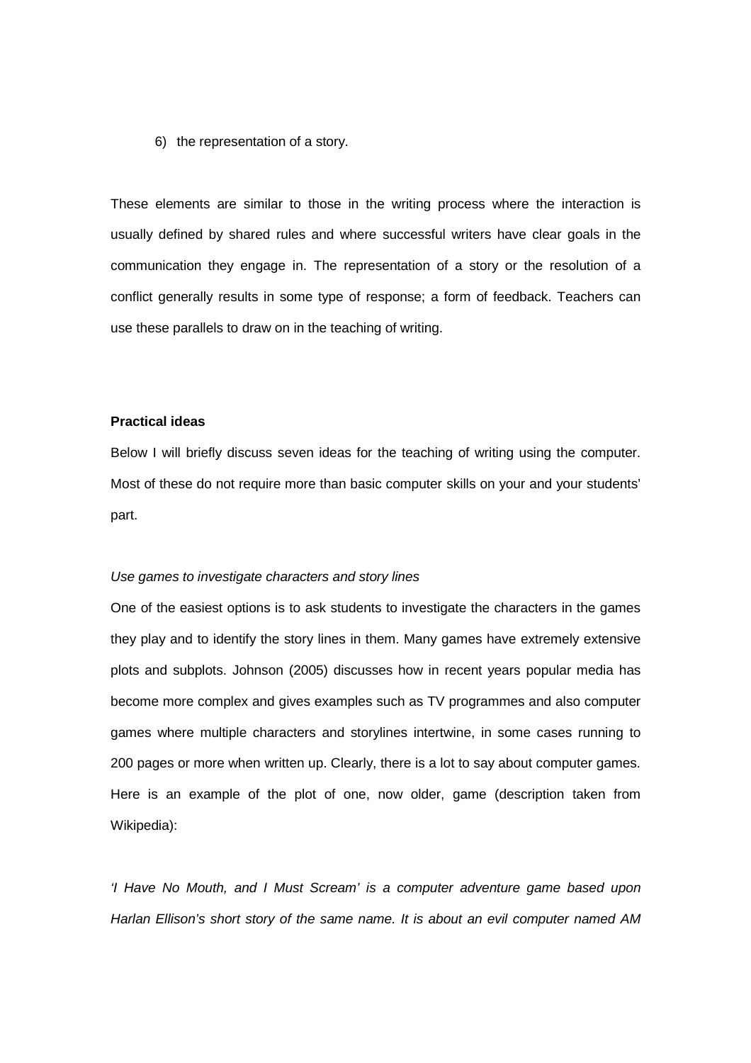6) the representation of a story.

These elements are similar to those in the writing process where the interaction is usually defined by shared rules and where successful writers have clear goals in the communication they engage in. The representation of a story or the resolution of a conflict generally results in some type of response; a form of feedback. Teachers can use these parallels to draw on in the teaching of writing.

**Practical ideas**

Below I will briefly discuss seven ideas for the teaching of writing using the computer. Most of these do not require more than basic computer skills on your and your students' part.

*Use games to investigate characters and story lines*

One of the easiest options is to ask students to investigate the characters in the games they play and to identify the story lines in them. Many games have extremely extensive plots and subplots. Johnson (2005) discusses how in recent years popular media has become more complex and gives examples such as TV programmes and also computer games where multiple characters and storylines intertwine, in some cases running to 200 pages or more when written up. Clearly, there is a lot to say about computer games. Here is an example of the plot of one, now older, game (description taken from Wikipedia):

*'I Have No Mouth, and I Must Scream' is a computer adventure game based upon Harlan Ellison's short story of the same name. It is about an evil computer named AM*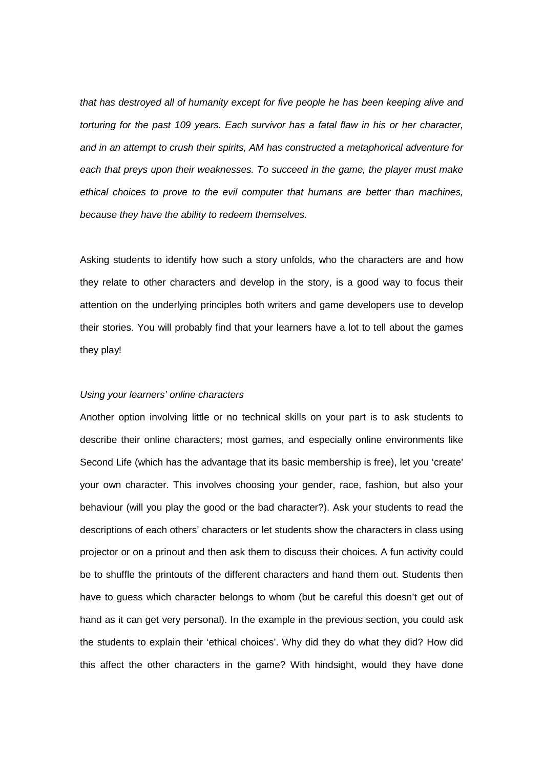*that has destroyed all of humanity except for five people he has been keeping alive and torturing for the past 109 years. Each survivor has a fatal flaw in his or her character, and in an attempt to crush their spirits, AM has constructed a metaphorical adventure for each that preys upon their weaknesses. To succeed in the game, the player must make ethical choices to prove to the evil computer that humans are better than machines, because they have the ability to redeem themselves.*

Asking students to identify how such a story unfolds, who the characters are and how they relate to other characters and develop in the story, is a good way to focus their attention on the underlying principles both writers and game developers use to develop their stories. You will probably find that your learners have a lot to tell about the games they play!

*Using your learners' online characters*

Another option involving little or no technical skills on your part is to ask students to describe their online characters; most games, and especially online environments like Second Life (which has the advantage that its basic membership is free), let you 'create' your own character. This involves choosing your gender, race, fashion, but also your behaviour (will you play the good or the bad character?). Ask your students to read the descriptions of each others' characters or let students show the characters in class using projector or on a prinout and then ask them to discuss their choices. A fun activity could be to shuffle the printouts of the different characters and hand them out. Students then have to guess which character belongs to whom (but be careful this doesn't get out of hand as it can get very personal). In the example in the previous section, you could ask the students to explain their 'ethical choices'. Why did they do what they did? How did this affect the other characters in the game? With hindsight, would they have done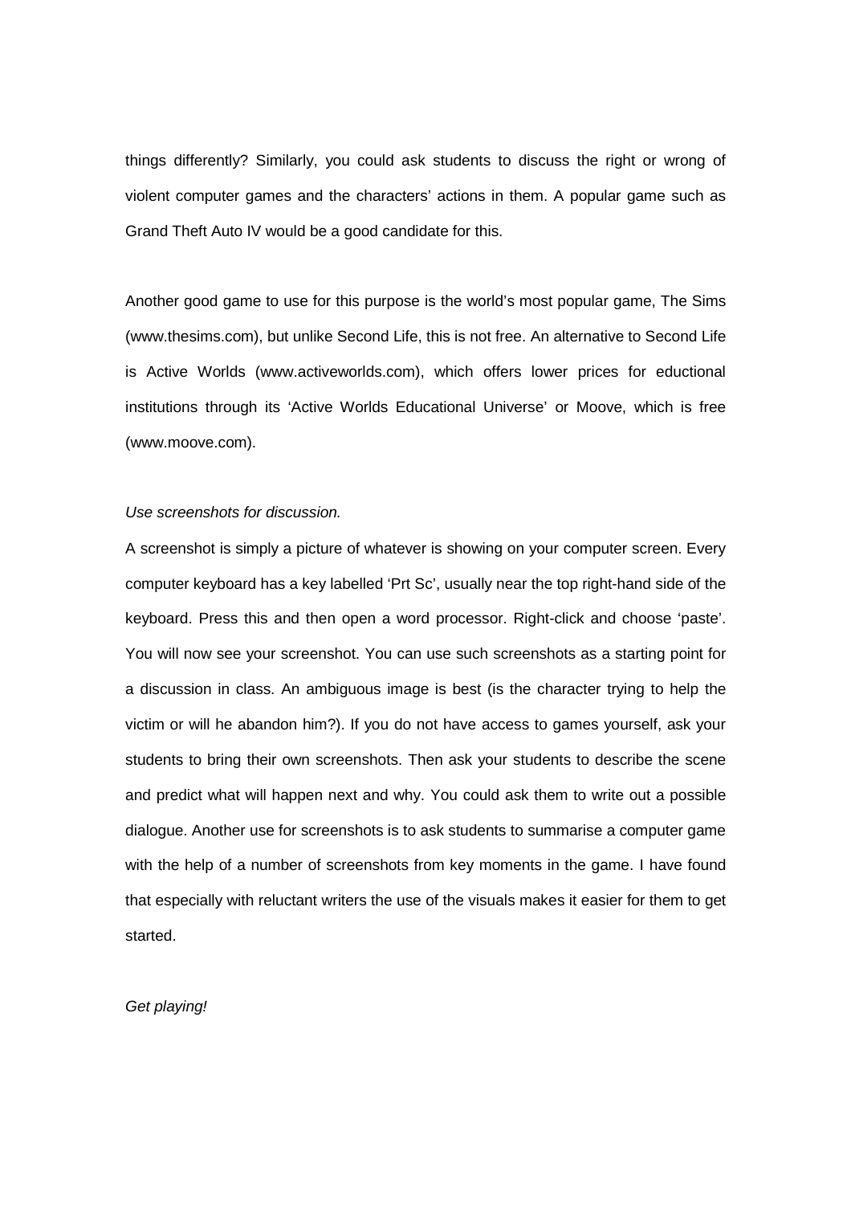things differently? Similarly, you could ask students to discuss the right or wrong of violent computer games and the characters' actions in them. A popular game such as Grand Theft Auto IV would be a good candidate for this.

Another good game to use for this purpose is the world's most popular game, The Sims (www.thesims.com), but unlike Second Life, this is not free. An alternative to Second Life is Active Worlds (www.activeworlds.com), which offers lower prices for eductional institutions through its 'Active Worlds Educational Universe' or Moove, which is free (www.moove.com).

*Use screenshots for discussion.*

A screenshot is simply a picture of whatever is showing on your computer screen. Every computer keyboard has a key labelled 'Prt Sc', usually near the top right-hand side of the keyboard. Press this and then open a word processor. Right-click and choose 'paste'. You will now see your screenshot. You can use such screenshots as a starting point for a discussion in class. An ambiguous image is best (is the character trying to help the victim or will he abandon him?). If you do not have access to games yourself, ask your students to bring their own screenshots. Then ask your students to describe the scene and predict what will happen next and why. You could ask them to write out a possible dialogue. Another use for screenshots is to ask students to summarise a computer game with the help of a number of screenshots from key moments in the game. I have found that especially with reluctant writers the use of the visuals makes it easier for them to get started.

*Get playing!*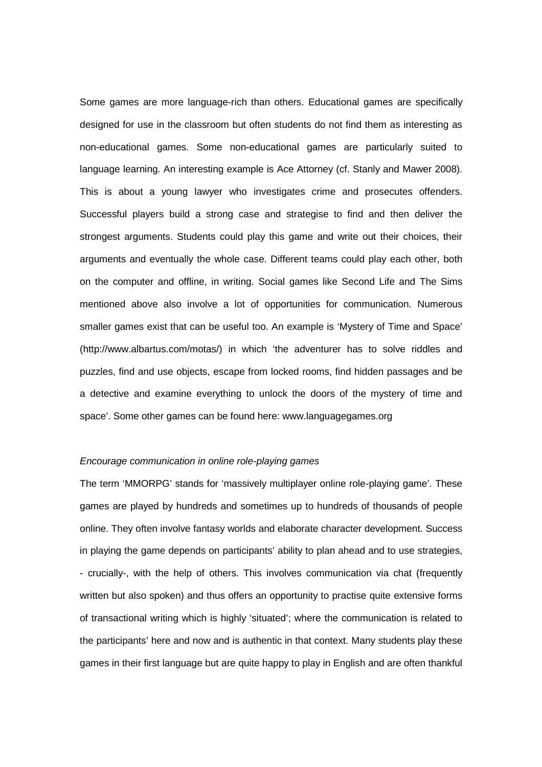Some games are more language-rich than others. Educational games are specifically designed for use in the classroom but often students do not find them as interesting as non-educational games. Some non-educational games are particularly suited to language learning. An interesting example is Ace Attorney (cf. Stanly and Mawer 2008). This is about a young lawyer who investigates crime and prosecutes offenders. Successful players build a strong case and strategise to find and then deliver the strongest arguments. Students could play this game and write out their choices, their arguments and eventually the whole case. Different teams could play each other, both on the computer and offline, in writing. Social games like Second Life and The Sims mentioned above also involve a lot of opportunities for communication. Numerous smaller games exist that can be useful too. An example is 'Mystery of Time and Space' (http://www.albartus.com/motas/) in which 'the adventurer has to solve riddles and puzzles, find and use objects, escape from locked rooms, find hidden passages and be a detective and examine everything to unlock the doors of the mystery of time and space'. Some other games can be found here: www.languagegames.org

*Encourage communication in online role-playing games*

The term 'MMORPG' stands for 'massively multiplayer online role-playing game'. These games are played by hundreds and sometimes up to hundreds of thousands of people online. They often involve fantasy worlds and elaborate character development. Success in playing the game depends on participants' ability to plan ahead and to use strategies, - crucially-, with the help of others. This involves communication via chat (frequently written but also spoken) and thus offers an opportunity to practise quite extensive forms of transactional writing which is highly 'situated'; where the communication is related to the participants' here and now and is authentic in that context. Many students play these games in their first language but are quite happy to play in English and are often thankful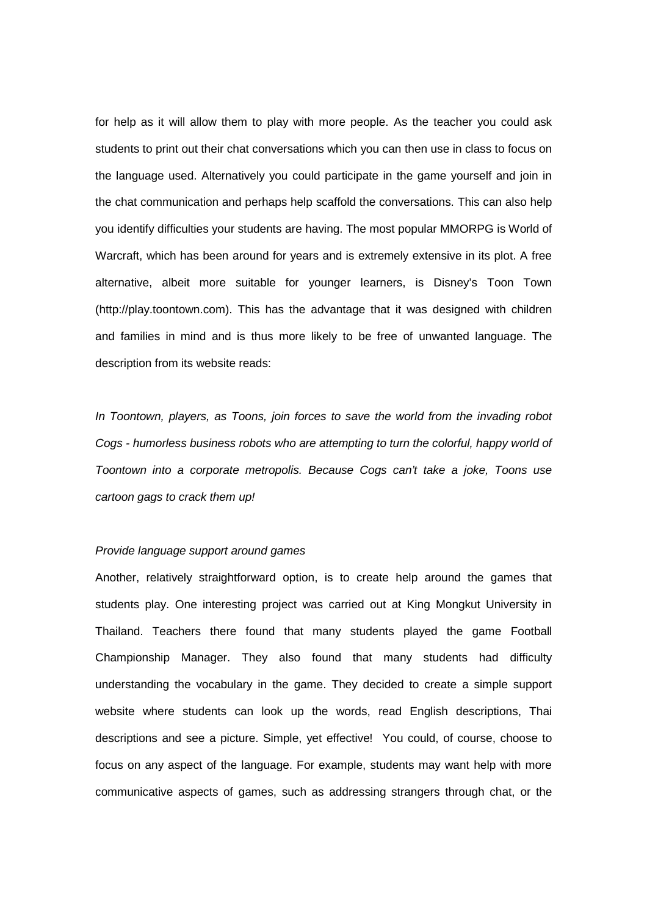for help as it will allow them to play with more people. As the teacher you could ask students to print out their chat conversations which you can then use in class to focus on the language used. Alternatively you could participate in the game yourself and join in the chat communication and perhaps help scaffold the conversations. This can also help you identify difficulties your students are having. The most popular MMORPG is World of Warcraft, which has been around for years and is extremely extensive in its plot. A free alternative, albeit more suitable for younger learners, is Disney's Toon Town (http://play.toontown.com). This has the advantage that it was designed with children and families in mind and is thus more likely to be free of unwanted language. The description from its website reads:

*In Toontown, players, as Toons, join forces to save the world from the invading robot Cogs - humorless business robots who are attempting to turn the colorful, happy world of Toontown into a corporate metropolis. Because Cogs can't take a joke, Toons use cartoon gags to crack them up!*

*Provide language support around games*

Another, relatively straightforward option, is to create help around the games that students play. One interesting project was carried out at King Mongkut University in Thailand. Teachers there found that many students played the game Football Championship Manager. They also found that many students had difficulty understanding the vocabulary in the game. They decided to create a simple support website where students can look up the words, read English descriptions, Thai descriptions and see a picture. Simple, yet effective! You could, of course, choose to focus on any aspect of the language. For example, students may want help with more communicative aspects of games, such as addressing strangers through chat, or the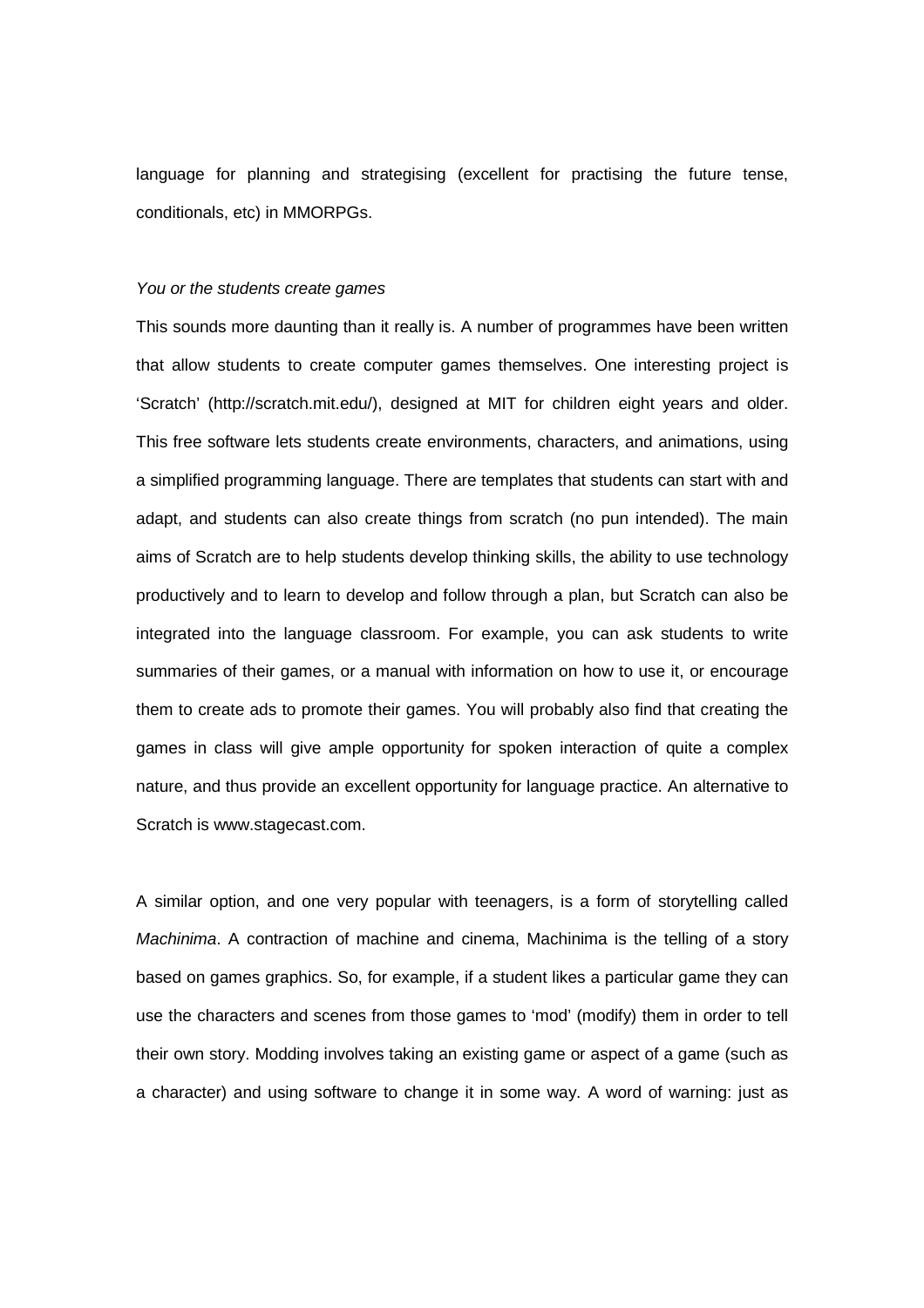language for planning and strategising (excellent for practising the future tense, conditionals, etc) in MMORPGs.

*You or the students create games*

This sounds more daunting than it really is. A number of programmes have been written that allow students to create computer games themselves. One interesting project is 'Scratch' (http://scratch.mit.edu/), designed at MIT for children eight years and older. This free software lets students create environments, characters, and animations, using a simplified programming language. There are templates that students can start with and adapt, and students can also create things from scratch (no pun intended). The main aims of Scratch are to help students develop thinking skills, the ability to use technology productively and to learn to develop and follow through a plan, but Scratch can also be integrated into the language classroom. For example, you can ask students to write summaries of their games, or a manual with information on how to use it, or encourage them to create ads to promote their games. You will probably also find that creating the games in class will give ample opportunity for spoken interaction of quite a complex nature, and thus provide an excellent opportunity for language practice. An alternative to Scratch is www.stagecast.com.

A similar option, and one very popular with teenagers, is a form of storytelling called *Machinima*. A contraction of machine and cinema, Machinima is the telling of a story based on games graphics. So, for example, if a student likes a particular game they can use the characters and scenes from those games to 'mod' (modify) them in order to tell their own story. Modding involves taking an existing game or aspect of a game (such as a character) and using software to change it in some way. A word of warning: just as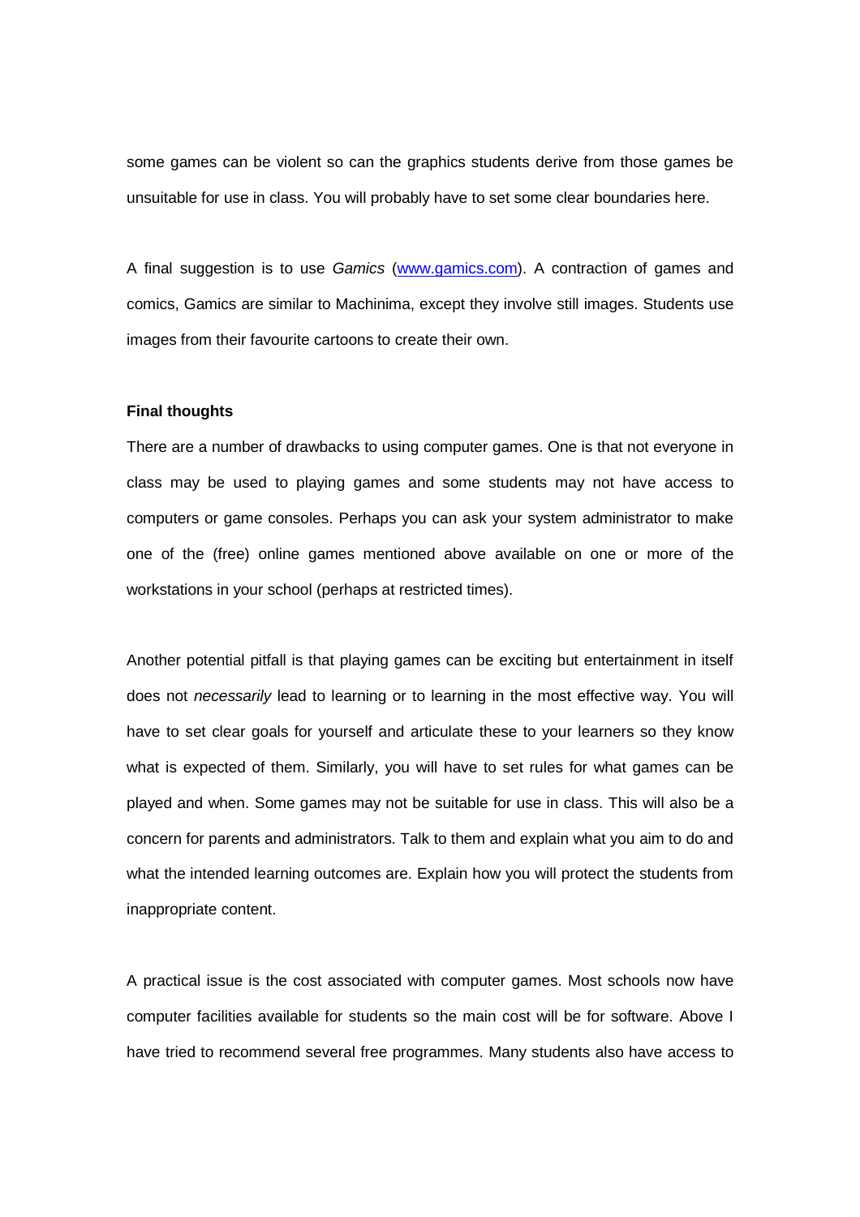some games can be violent so can the graphics students derive from those games be unsuitable for use in class. You will probably have to set some clear boundaries here.

A final suggestion is to use *Gamics* ([www.gamics.com](http://www.gamics.com)). A contraction of games and comics, Gamics are similar to Machinima, except they involve still images. Students use images from their favourite cartoons to create their own.

**Final thoughts**

There are a number of drawbacks to using computer games. One is that not everyone in class may be used to playing games and some students may not have access to computers or game consoles. Perhaps you can ask your system administrator to make one of the (free) online games mentioned above available on one or more of the workstations in your school (perhaps at restricted times).

Another potential pitfall is that playing games can be exciting but entertainment in itself does not *necessarily* lead to learning or to learning in the most effective way. You will have to set clear goals for yourself and articulate these to your learners so they know what is expected of them. Similarly, you will have to set rules for what games can be played and when. Some games may not be suitable for use in class. This will also be a concern for parents and administrators. Talk to them and explain what you aim to do and what the intended learning outcomes are. Explain how you will protect the students from inappropriate content.

A practical issue is the cost associated with computer games. Most schools now have computer facilities available for students so the main cost will be for software. Above I have tried to recommend several free programmes. Many students also have access to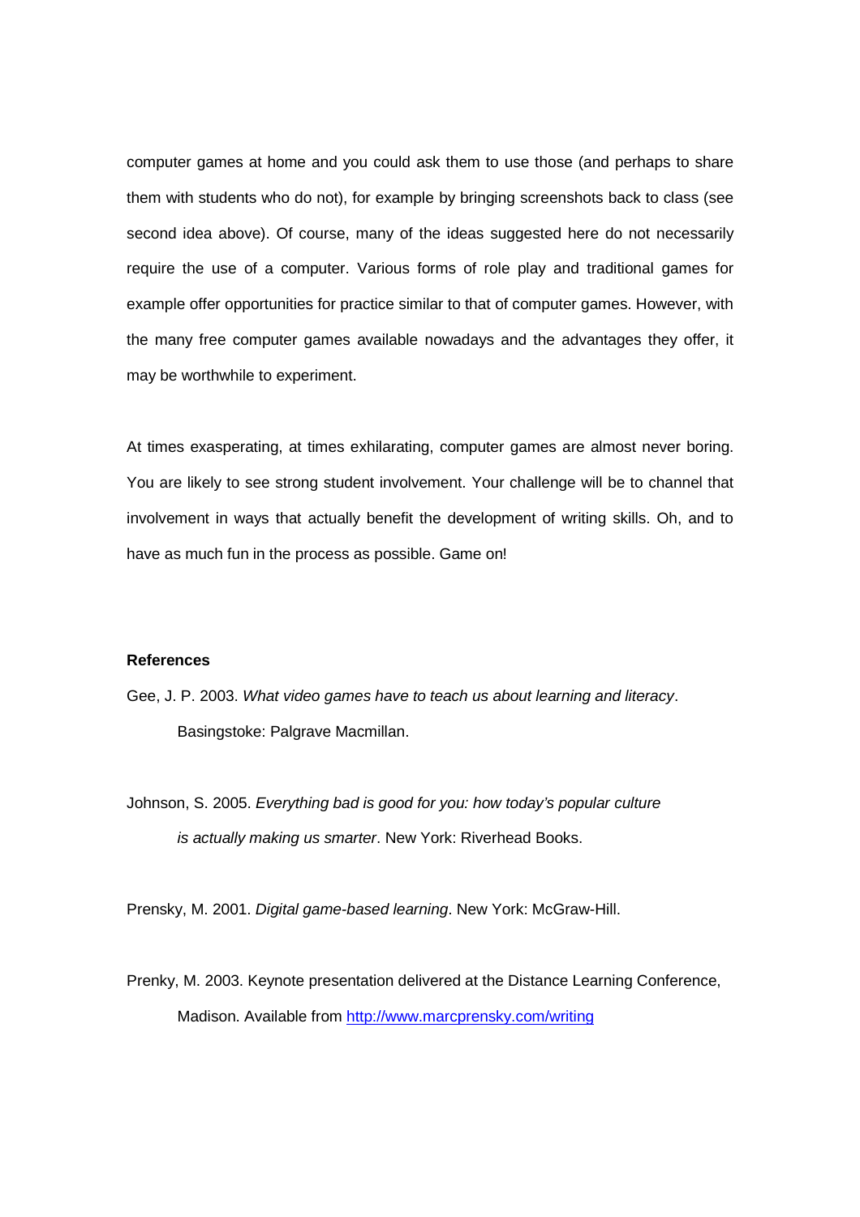computer games at home and you could ask them to use those (and perhaps to share them with students who do not), for example by bringing screenshots back to class (see second idea above). Of course, many of the ideas suggested here do not necessarily require the use of a computer. Various forms of role play and traditional games for example offer opportunities for practice similar to that of computer games. However, with the many free computer games available nowadays and the advantages they offer, it may be worthwhile to experiment.

At times exasperating, at times exhilarating, computer games are almost never boring. You are likely to see strong student involvement. Your challenge will be to channel that involvement in ways that actually benefit the development of writing skills. Oh, and to have as much fun in the process as possible. Game on!

**References**

Gee, J. P. 2003. *What video games have to teach us about learning and literacy*. Basingstoke: Palgrave Macmillan.

Johnson, S. 2005. *Everything bad is good for you: how today's popular culture is actually making us smarter*. New York: Riverhead Books.

Prensky, M. 2001. *Digital game-based learning*. New York: McGraw-Hill.

Prenky, M. 2003. Keynote presentation delivered at the Distance Learning Conference, Madison. Available from http://www.marcprensky.com/writing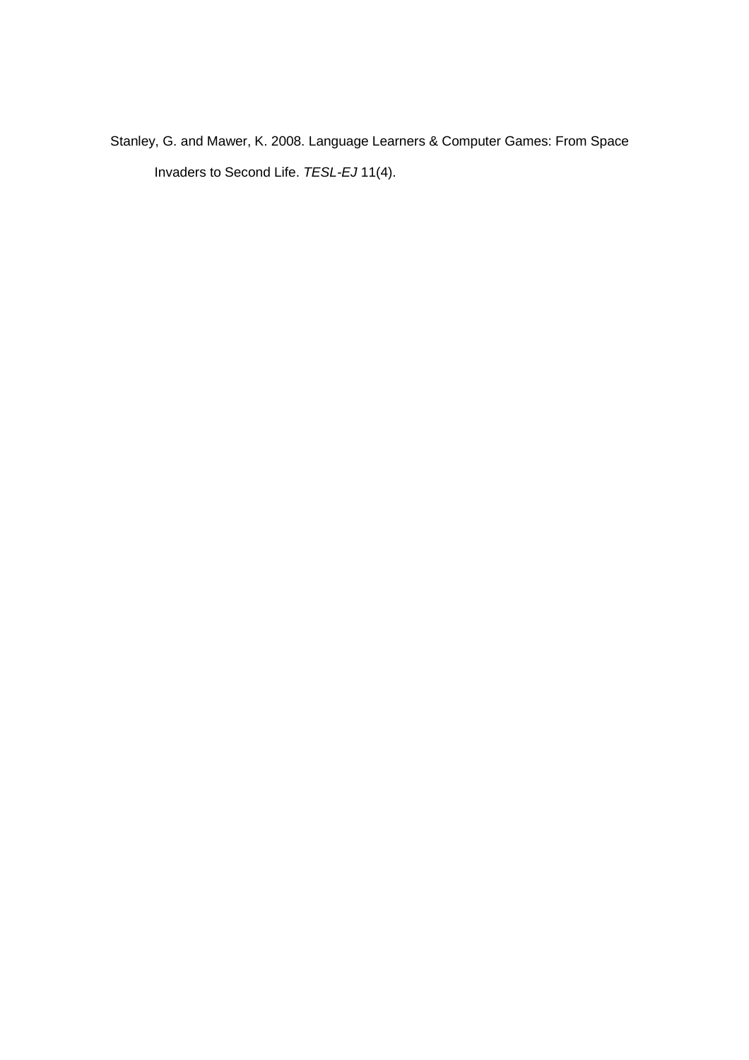Stanley, G. and Mawer, K. 2008. Language Learners & Computer Games: From Space Invaders to Second Life. *TESL-EJ* 11(4).